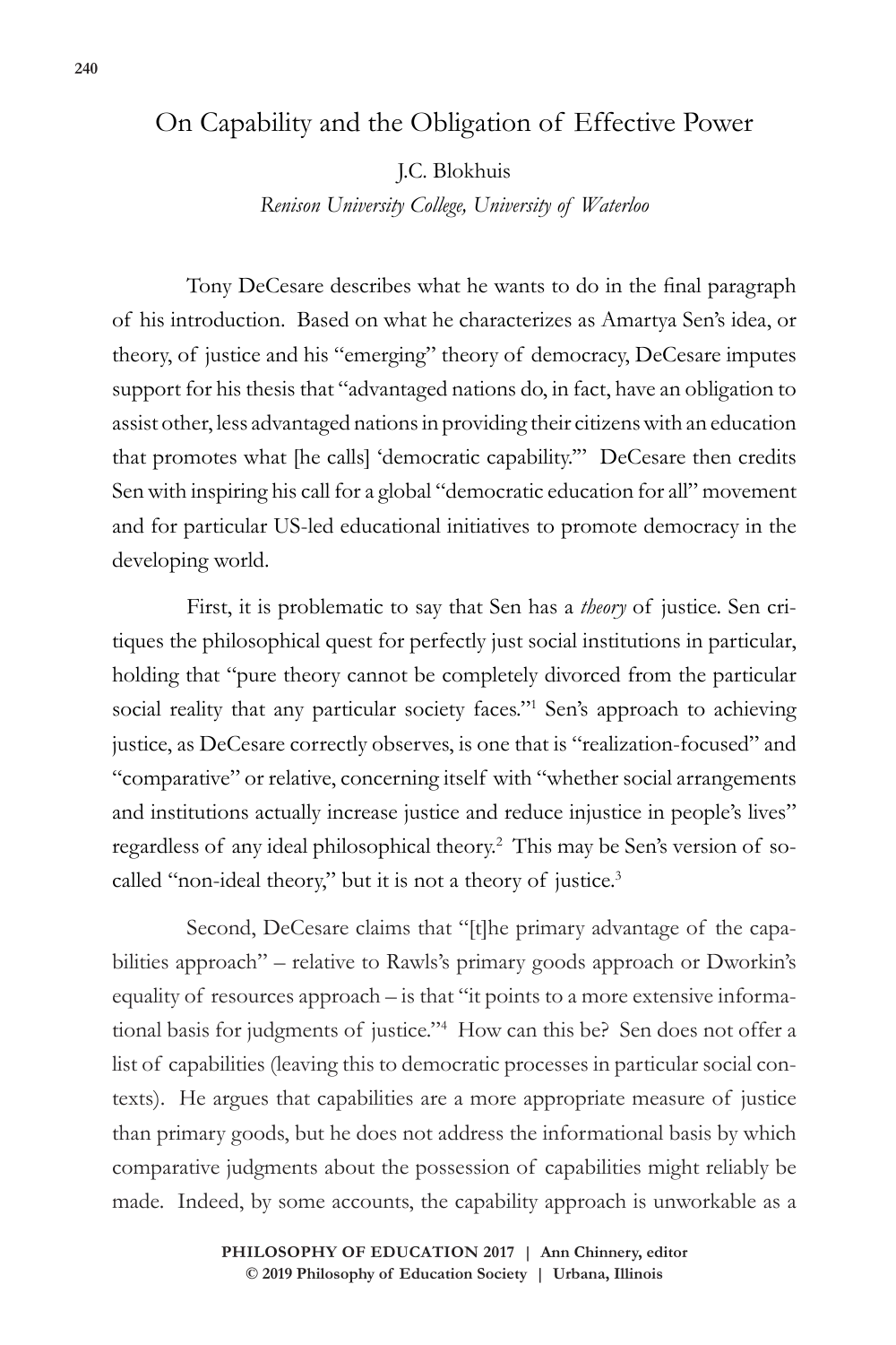# On Capability and the Obligation of Effective Power

J.C. Blokhuis

*Renison University College, University of Waterloo*

Tony DeCesare describes what he wants to do in the final paragraph of his introduction. Based on what he characterizes as Amartya Sen's idea, or theory, of justice and his "emerging" theory of democracy, DeCesare imputes support for his thesis that "advantaged nations do, in fact, have an obligation to assist other, less advantaged nations in providing their citizens with an education that promotes what [he calls] 'democratic capability.'" DeCesare then credits Sen with inspiring his call for a global "democratic education for all" movement and for particular US-led educational initiatives to promote democracy in the developing world.

First, it is problematic to say that Sen has a *theory* of justice. Sen critiques the philosophical quest for perfectly just social institutions in particular, holding that "pure theory cannot be completely divorced from the particular social reality that any particular society faces."[1] Sen's approach to achieving justice, as DeCesare correctly observes, is one that is "realization-focused" and "comparative" or relative, concerning itself with "whether social arrangements and institutions actually increase justice and reduce injustice in people's lives" regardless of any ideal philosophical theory.[2] This may be Sen's version of so-called "non-ideal theory," but it is not a theory of justice.[3]

Second, DeCesare claims that "[t]he primary advantage of the capabilities approach" – relative to Rawls's primary goods approach or Dworkin's equality of resources approach – is that "it points to a more extensive informational basis for judgments of justice."[4] How can this be? Sen does not offer a list of capabilities (leaving this to democratic processes in particular social contexts). He argues that capabilities are a more appropriate measure of justice than primary goods, but he does not address the informational basis by which comparative judgments about the possession of capabilities might reliably be made. Indeed, by some accounts, the capability approach is unworkable as a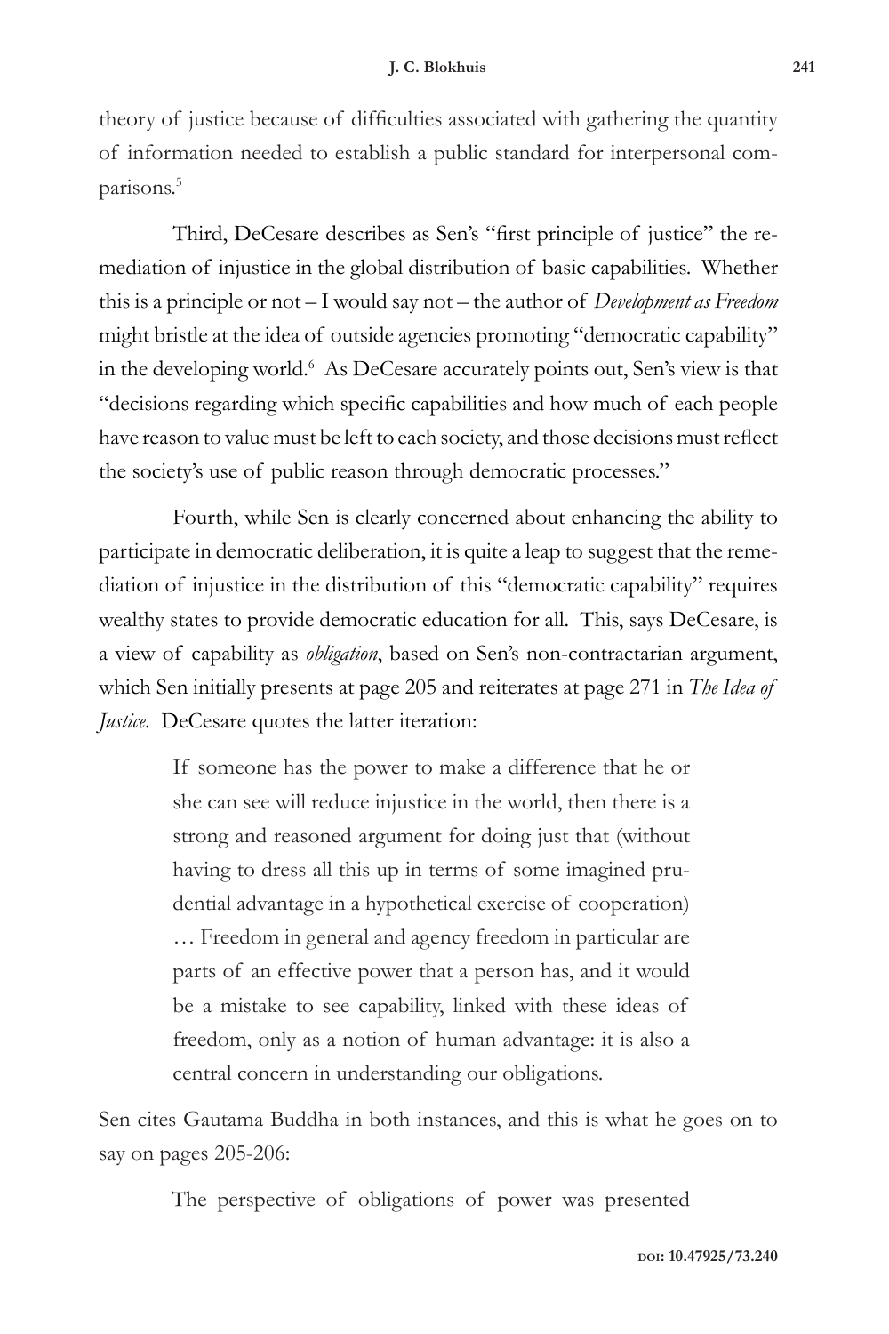theory of justice because of difficulties associated with gathering the quantity of information needed to establish a public standard for interpersonal comparisons.[5]

Third, DeCesare describes as Sen's "first principle of justice" the remediation of injustice in the global distribution of basic capabilities. Whether this is a principle or not – I would say not – the author of *Development as Freedom* might bristle at the idea of outside agencies promoting "democratic capability" in the developing world.[6] As DeCesare accurately points out, Sen's view is that "decisions regarding which specific capabilities and how much of each people have reason to value must be left to each society, and those decisions must reflect the society's use of public reason through democratic processes."

Fourth, while Sen is clearly concerned about enhancing the ability to participate in democratic deliberation, it is quite a leap to suggest that the remediation of injustice in the distribution of this "democratic capability" requires wealthy states to provide democratic education for all. This, says DeCesare, is a view of capability as *obligation*, based on Sen's non-contractarian argument, which Sen initially presents at page 205 and reiterates at page 271 in *The Idea of Justice*. DeCesare quotes the latter iteration:

> If someone has the power to make a difference that he or she can see will reduce injustice in the world, then there is a strong and reasoned argument for doing just that (without having to dress all this up in terms of some imagined prudential advantage in a hypothetical exercise of cooperation) … Freedom in general and agency freedom in particular are parts of an effective power that a person has, and it would be a mistake to see capability, linked with these ideas of freedom, only as a notion of human advantage: it is also a central concern in understanding our obligations.

Sen cites Gautama Buddha in both instances, and this is what he goes on to say on pages 205-206:

> The perspective of obligations of power was presented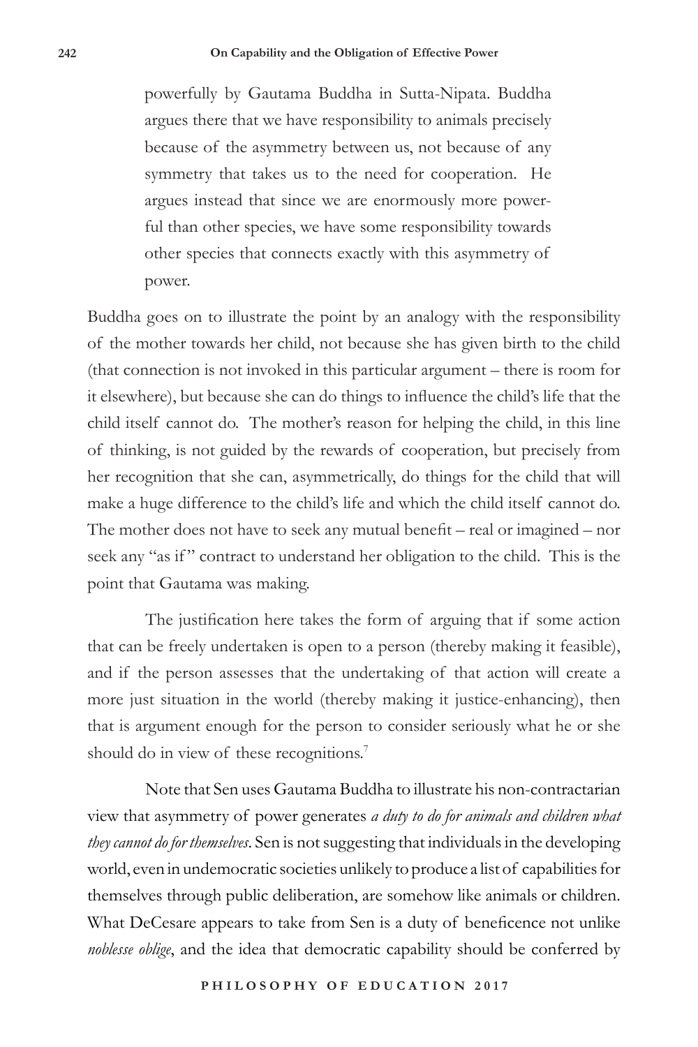> powerfully by Gautama Buddha in Sutta-Nipata. Buddha argues there that we have responsibility to animals precisely because of the asymmetry between us, not because of any symmetry that takes us to the need for cooperation. He argues instead that since we are enormously more powerful than other species, we have some responsibility towards other species that connects exactly with this asymmetry of power.

Buddha goes on to illustrate the point by an analogy with the responsibility of the mother towards her child, not because she has given birth to the child (that connection is not invoked in this particular argument – there is room for it elsewhere), but because she can do things to influence the child's life that the child itself cannot do. The mother's reason for helping the child, in this line of thinking, is not guided by the rewards of cooperation, but precisely from her recognition that she can, asymmetrically, do things for the child that will make a huge difference to the child's life and which the child itself cannot do. The mother does not have to seek any mutual benefit – real or imagined – nor seek any "as if" contract to understand her obligation to the child. This is the point that Gautama was making.

The justification here takes the form of arguing that if some action that can be freely undertaken is open to a person (thereby making it feasible), and if the person assesses that the undertaking of that action will create a more just situation in the world (thereby making it justice-enhancing), then that is argument enough for the person to consider seriously what he or she should do in view of these recognitions.[7]

Note that Sen uses Gautama Buddha to illustrate his non-contractarian view that asymmetry of power generates *a duty to do for animals and children what they cannot do for themselves*. Sen is not suggesting that individuals in the developing world, even in undemocratic societies unlikely to produce a list of capabilities for themselves through public deliberation, are somehow like animals or children. What DeCesare appears to take from Sen is a duty of beneficence not unlike *noblesse oblige*, and the idea that democratic capability should be conferred by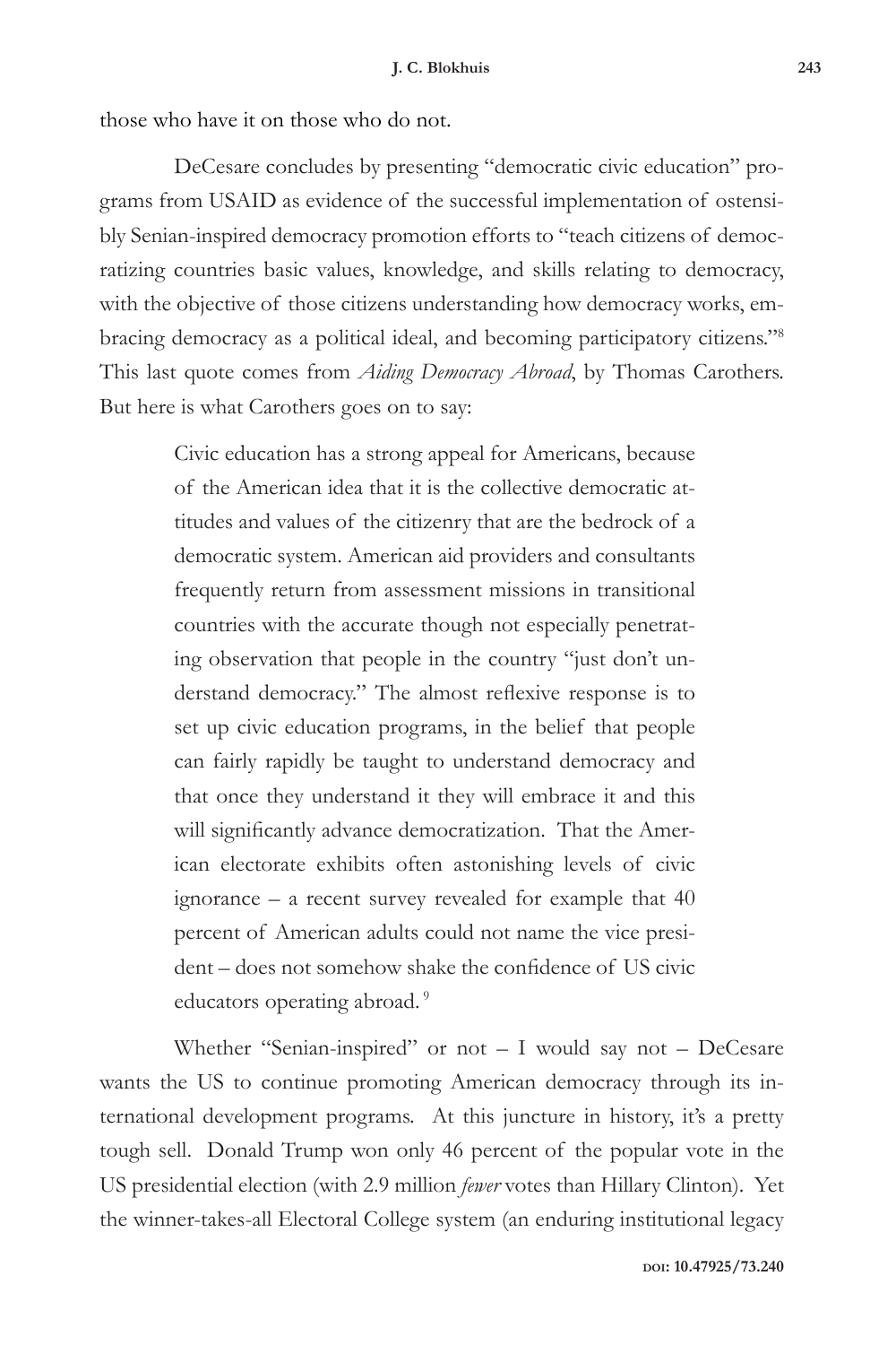those who have it on those who do not.

DeCesare concludes by presenting "democratic civic education" programs from USAID as evidence of the successful implementation of ostensibly Senian-inspired democracy promotion efforts to "teach citizens of democratizing countries basic values, knowledge, and skills relating to democracy, with the objective of those citizens understanding how democracy works, embracing democracy as a political ideal, and becoming participatory citizens."[8] This last quote comes from *Aiding Democracy Abroad*, by Thomas Carothers. But here is what Carothers goes on to say:

> Civic education has a strong appeal for Americans, because of the American idea that it is the collective democratic attitudes and values of the citizenry that are the bedrock of a democratic system. American aid providers and consultants frequently return from assessment missions in transitional countries with the accurate though not especially penetrating observation that people in the country "just don't understand democracy." The almost reflexive response is to set up civic education programs, in the belief that people can fairly rapidly be taught to understand democracy and that once they understand it they will embrace it and this will significantly advance democratization. That the American electorate exhibits often astonishing levels of civic ignorance – a recent survey revealed for example that 40 percent of American adults could not name the vice president – does not somehow shake the confidence of US civic educators operating abroad.[9]

Whether "Senian-inspired" or not – I would say not – DeCesare wants the US to continue promoting American democracy through its international development programs. At this juncture in history, it's a pretty tough sell. Donald Trump won only 46 percent of the popular vote in the US presidential election (with 2.9 million *fewer* votes than Hillary Clinton). Yet the winner-takes-all Electoral College system (an enduring institutional legacy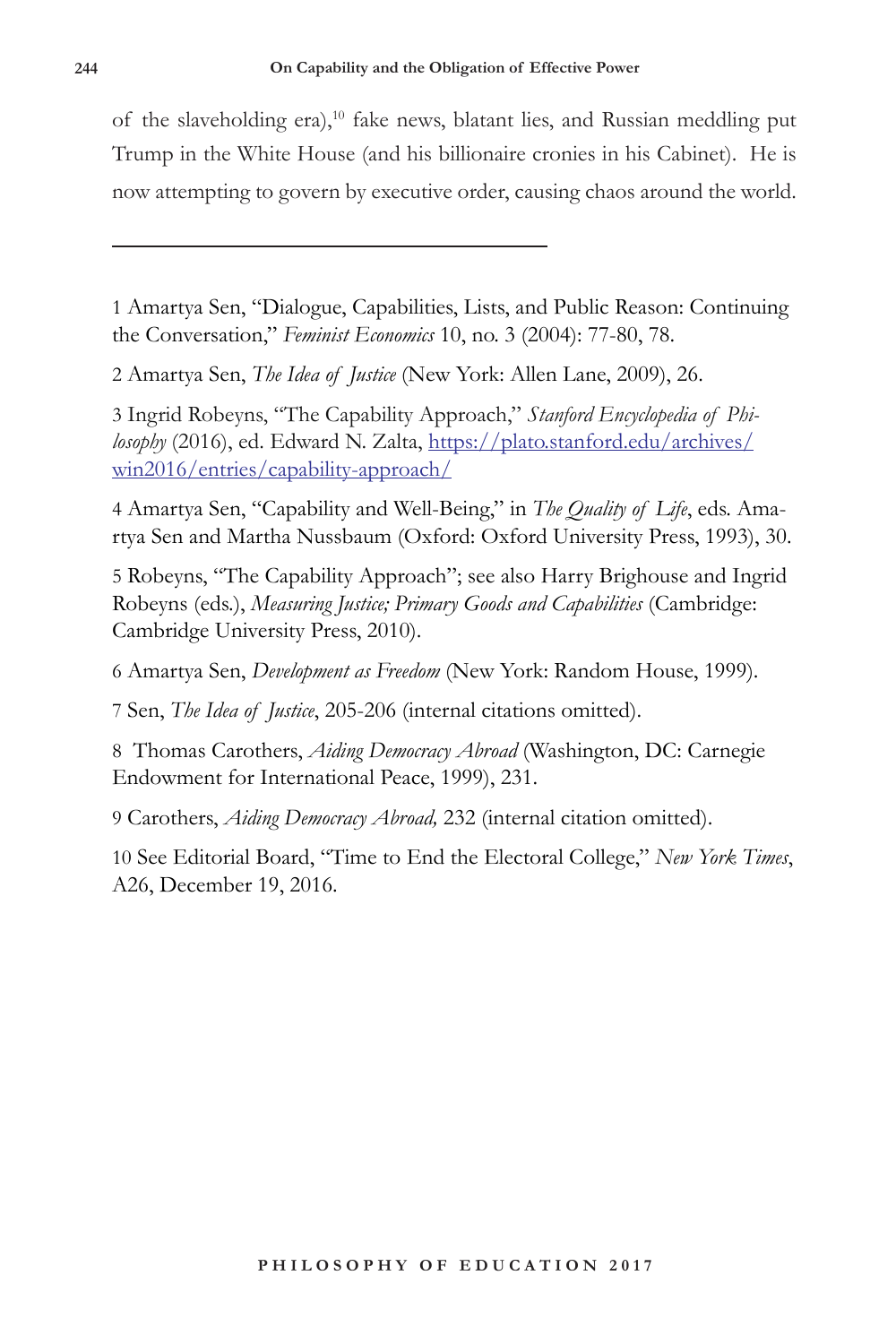of the slaveholding era),[10] fake news, blatant lies, and Russian meddling put Trump in the White House (and his billionaire cronies in his Cabinet). He is now attempting to govern by executive order, causing chaos around the world.

---

1 Amartya Sen, "Dialogue, Capabilities, Lists, and Public Reason: Continuing the Conversation," *Feminist Economics* 10, no. 3 (2004): 77-80, 78.

2 Amartya Sen, *The Idea of Justice* (New York: Allen Lane, 2009), 26.

3 Ingrid Robeyns, "The Capability Approach," *Stanford Encyclopedia of Philosophy* (2016), ed. Edward N. Zalta, https://plato.stanford.edu/archives/win2016/entries/capability-approach/

4 Amartya Sen, "Capability and Well-Being," in *The Quality of Life*, eds. Amartya Sen and Martha Nussbaum (Oxford: Oxford University Press, 1993), 30.

5 Robeyns, "The Capability Approach"; see also Harry Brighouse and Ingrid Robeyns (eds.), *Measuring Justice; Primary Goods and Capabilities* (Cambridge: Cambridge University Press, 2010).

6 Amartya Sen, *Development as Freedom* (New York: Random House, 1999).

7 Sen, *The Idea of Justice*, 205-206 (internal citations omitted).

8 Thomas Carothers, *Aiding Democracy Abroad* (Washington, DC: Carnegie Endowment for International Peace, 1999), 231.

9 Carothers, *Aiding Democracy Abroad,* 232 (internal citation omitted).

10 See Editorial Board, "Time to End the Electoral College," *New York Times*, A26, December 19, 2016.